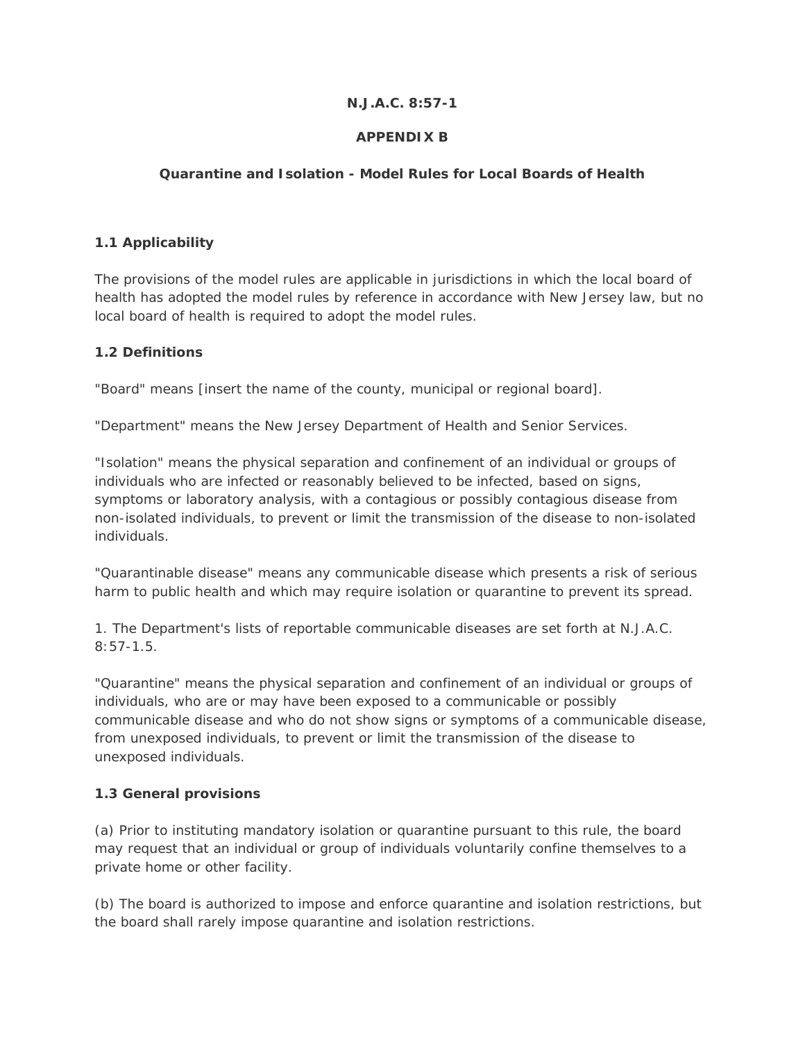**N.J.A.C. 8:57-1**

**APPENDIX B**

**Quarantine and Isolation - Model Rules for Local Boards of Health**

### 1.1 Applicability

The provisions of the model rules are applicable in jurisdictions in which the local board of health has adopted the model rules by reference in accordance with New Jersey law, but no local board of health is required to adopt the model rules.

### 1.2 Definitions

"Board" means [insert the name of the county, municipal or regional board].

"Department" means the New Jersey Department of Health and Senior Services.

"Isolation" means the physical separation and confinement of an individual or groups of individuals who are infected or reasonably believed to be infected, based on signs, symptoms or laboratory analysis, with a contagious or possibly contagious disease from non-isolated individuals, to prevent or limit the transmission of the disease to non-isolated individuals.

"Quarantinable disease" means any communicable disease which presents a risk of serious harm to public health and which may require isolation or quarantine to prevent its spread.

1. The Department's lists of reportable communicable diseases are set forth at N.J.A.C. 8:57-1.5.

"Quarantine" means the physical separation and confinement of an individual or groups of individuals, who are or may have been exposed to a communicable or possibly communicable disease and who do not show signs or symptoms of a communicable disease, from unexposed individuals, to prevent or limit the transmission of the disease to unexposed individuals.

### 1.3 General provisions

(a) Prior to instituting mandatory isolation or quarantine pursuant to this rule, the board may request that an individual or group of individuals voluntarily confine themselves to a private home or other facility.

(b) The board is authorized to impose and enforce quarantine and isolation restrictions, but the board shall rarely impose quarantine and isolation restrictions.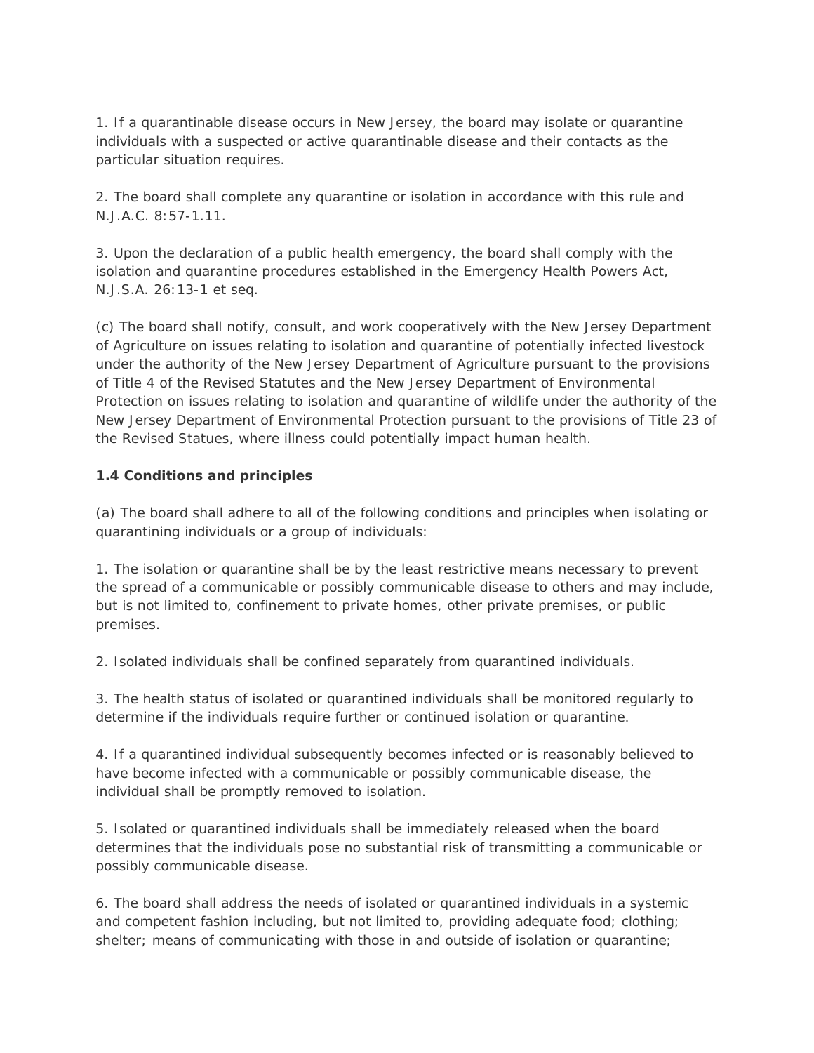1. If a quarantinable disease occurs in New Jersey, the board may isolate or quarantine individuals with a suspected or active quarantinable disease and their contacts as the particular situation requires.

2. The board shall complete any quarantine or isolation in accordance with this rule and N.J.A.C. 8:57-1.11.

3. Upon the declaration of a public health emergency, the board shall comply with the isolation and quarantine procedures established in the Emergency Health Powers Act, N.J.S.A. 26:13-1 et seq.

(c) The board shall notify, consult, and work cooperatively with the New Jersey Department of Agriculture on issues relating to isolation and quarantine of potentially infected livestock under the authority of the New Jersey Department of Agriculture pursuant to the provisions of Title 4 of the Revised Statutes and the New Jersey Department of Environmental Protection on issues relating to isolation and quarantine of wildlife under the authority of the New Jersey Department of Environmental Protection pursuant to the provisions of Title 23 of the Revised Statues, where illness could potentially impact human health.

**1.4 Conditions and principles**

(a) The board shall adhere to all of the following conditions and principles when isolating or quarantining individuals or a group of individuals:

1. The isolation or quarantine shall be by the least restrictive means necessary to prevent the spread of a communicable or possibly communicable disease to others and may include, but is not limited to, confinement to private homes, other private premises, or public premises.

2. Isolated individuals shall be confined separately from quarantined individuals.

3. The health status of isolated or quarantined individuals shall be monitored regularly to determine if the individuals require further or continued isolation or quarantine.

4. If a quarantined individual subsequently becomes infected or is reasonably believed to have become infected with a communicable or possibly communicable disease, the individual shall be promptly removed to isolation.

5. Isolated or quarantined individuals shall be immediately released when the board determines that the individuals pose no substantial risk of transmitting a communicable or possibly communicable disease.

6. The board shall address the needs of isolated or quarantined individuals in a systemic and competent fashion including, but not limited to, providing adequate food; clothing; shelter; means of communicating with those in and outside of isolation or quarantine;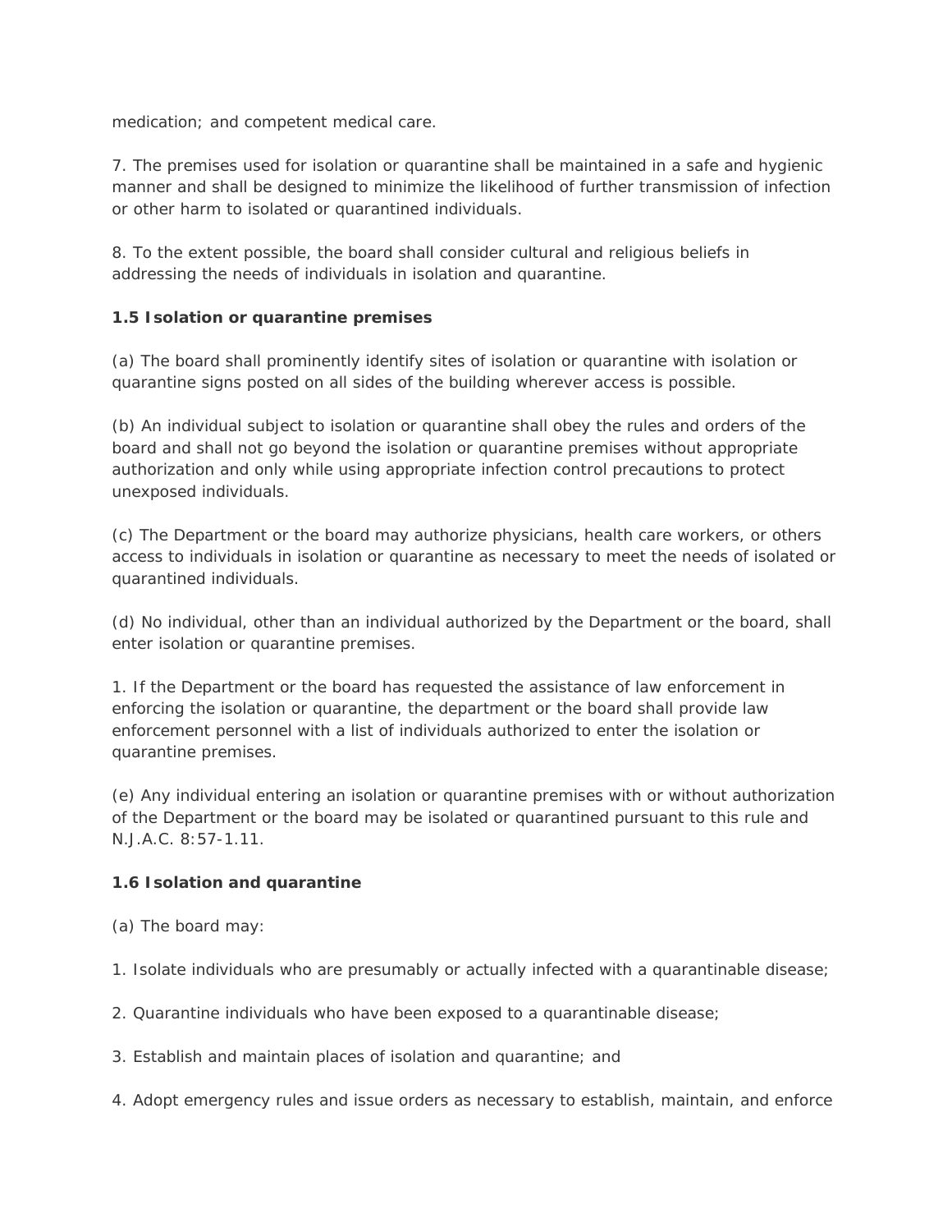medication; and competent medical care.

7. The premises used for isolation or quarantine shall be maintained in a safe and hygienic manner and shall be designed to minimize the likelihood of further transmission of infection or other harm to isolated or quarantined individuals.

8. To the extent possible, the board shall consider cultural and religious beliefs in addressing the needs of individuals in isolation and quarantine.

**1.5 Isolation or quarantine premises**

(a) The board shall prominently identify sites of isolation or quarantine with isolation or quarantine signs posted on all sides of the building wherever access is possible.

(b) An individual subject to isolation or quarantine shall obey the rules and orders of the board and shall not go beyond the isolation or quarantine premises without appropriate authorization and only while using appropriate infection control precautions to protect unexposed individuals.

(c) The Department or the board may authorize physicians, health care workers, or others access to individuals in isolation or quarantine as necessary to meet the needs of isolated or quarantined individuals.

(d) No individual, other than an individual authorized by the Department or the board, shall enter isolation or quarantine premises.

1. If the Department or the board has requested the assistance of law enforcement in enforcing the isolation or quarantine, the department or the board shall provide law enforcement personnel with a list of individuals authorized to enter the isolation or quarantine premises.

(e) Any individual entering an isolation or quarantine premises with or without authorization of the Department or the board may be isolated or quarantined pursuant to this rule and N.J.A.C. 8:57-1.11.

**1.6 Isolation and quarantine**

(a) The board may:

1. Isolate individuals who are presumably or actually infected with a quarantinable disease;

2. Quarantine individuals who have been exposed to a quarantinable disease;

3. Establish and maintain places of isolation and quarantine; and

4. Adopt emergency rules and issue orders as necessary to establish, maintain, and enforce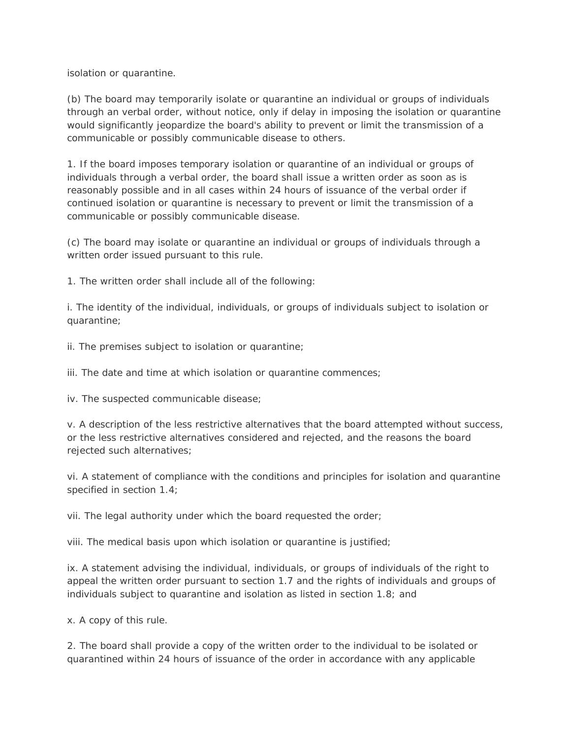isolation or quarantine.

(b) The board may temporarily isolate or quarantine an individual or groups of individuals through an verbal order, without notice, only if delay in imposing the isolation or quarantine would significantly jeopardize the board's ability to prevent or limit the transmission of a communicable or possibly communicable disease to others.

1. If the board imposes temporary isolation or quarantine of an individual or groups of individuals through a verbal order, the board shall issue a written order as soon as is reasonably possible and in all cases within 24 hours of issuance of the verbal order if continued isolation or quarantine is necessary to prevent or limit the transmission of a communicable or possibly communicable disease.

(c) The board may isolate or quarantine an individual or groups of individuals through a written order issued pursuant to this rule.

1. The written order shall include all of the following:

i. The identity of the individual, individuals, or groups of individuals subject to isolation or quarantine;

ii. The premises subject to isolation or quarantine;

iii. The date and time at which isolation or quarantine commences;

iv. The suspected communicable disease;

v. A description of the less restrictive alternatives that the board attempted without success, or the less restrictive alternatives considered and rejected, and the reasons the board rejected such alternatives;

vi. A statement of compliance with the conditions and principles for isolation and quarantine specified in section 1.4;

vii. The legal authority under which the board requested the order;

viii. The medical basis upon which isolation or quarantine is justified;

ix. A statement advising the individual, individuals, or groups of individuals of the right to appeal the written order pursuant to section 1.7 and the rights of individuals and groups of individuals subject to quarantine and isolation as listed in section 1.8; and

x. A copy of this rule.

2. The board shall provide a copy of the written order to the individual to be isolated or quarantined within 24 hours of issuance of the order in accordance with any applicable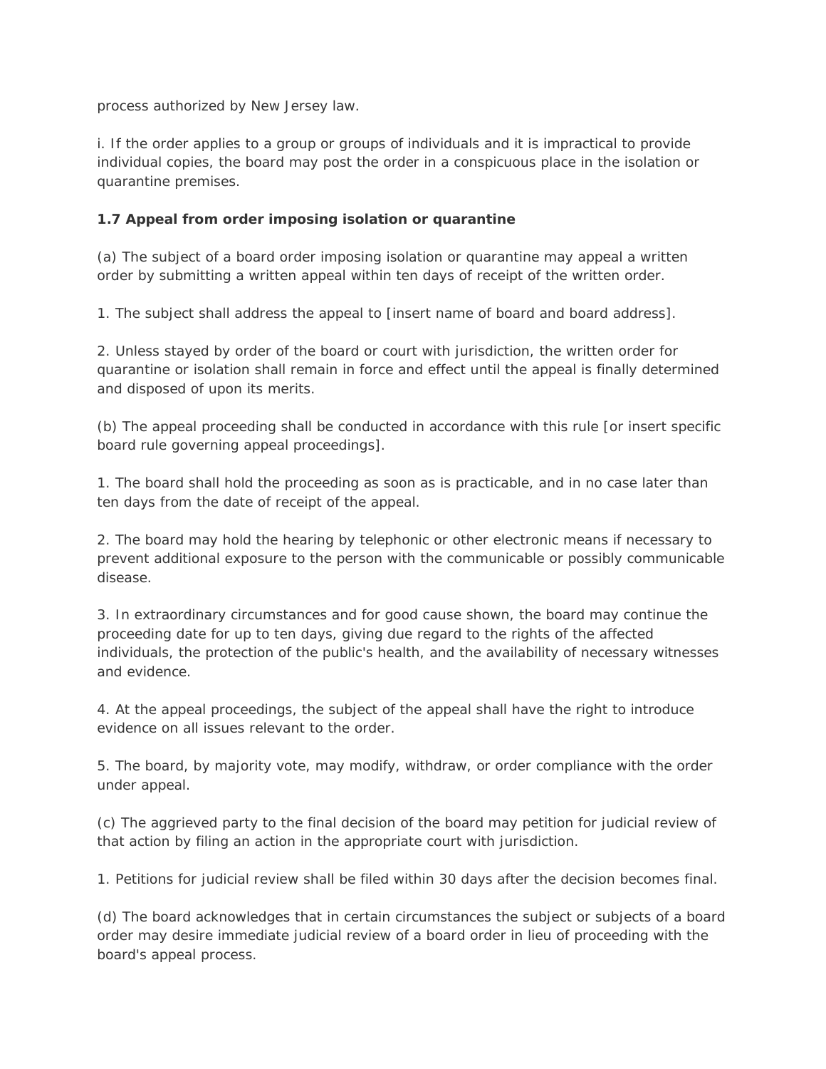process authorized by New Jersey law.

i. If the order applies to a group or groups of individuals and it is impractical to provide individual copies, the board may post the order in a conspicuous place in the isolation or quarantine premises.

**1.7 Appeal from order imposing isolation or quarantine**

(a) The subject of a board order imposing isolation or quarantine may appeal a written order by submitting a written appeal within ten days of receipt of the written order.

1. The subject shall address the appeal to [insert name of board and board address].

2. Unless stayed by order of the board or court with jurisdiction, the written order for quarantine or isolation shall remain in force and effect until the appeal is finally determined and disposed of upon its merits.

(b) The appeal proceeding shall be conducted in accordance with this rule [or insert specific board rule governing appeal proceedings].

1. The board shall hold the proceeding as soon as is practicable, and in no case later than ten days from the date of receipt of the appeal.

2. The board may hold the hearing by telephonic or other electronic means if necessary to prevent additional exposure to the person with the communicable or possibly communicable disease.

3. In extraordinary circumstances and for good cause shown, the board may continue the proceeding date for up to ten days, giving due regard to the rights of the affected individuals, the protection of the public's health, and the availability of necessary witnesses and evidence.

4. At the appeal proceedings, the subject of the appeal shall have the right to introduce evidence on all issues relevant to the order.

5. The board, by majority vote, may modify, withdraw, or order compliance with the order under appeal.

(c) The aggrieved party to the final decision of the board may petition for judicial review of that action by filing an action in the appropriate court with jurisdiction.

1. Petitions for judicial review shall be filed within 30 days after the decision becomes final.

(d) The board acknowledges that in certain circumstances the subject or subjects of a board order may desire immediate judicial review of a board order in lieu of proceeding with the board's appeal process.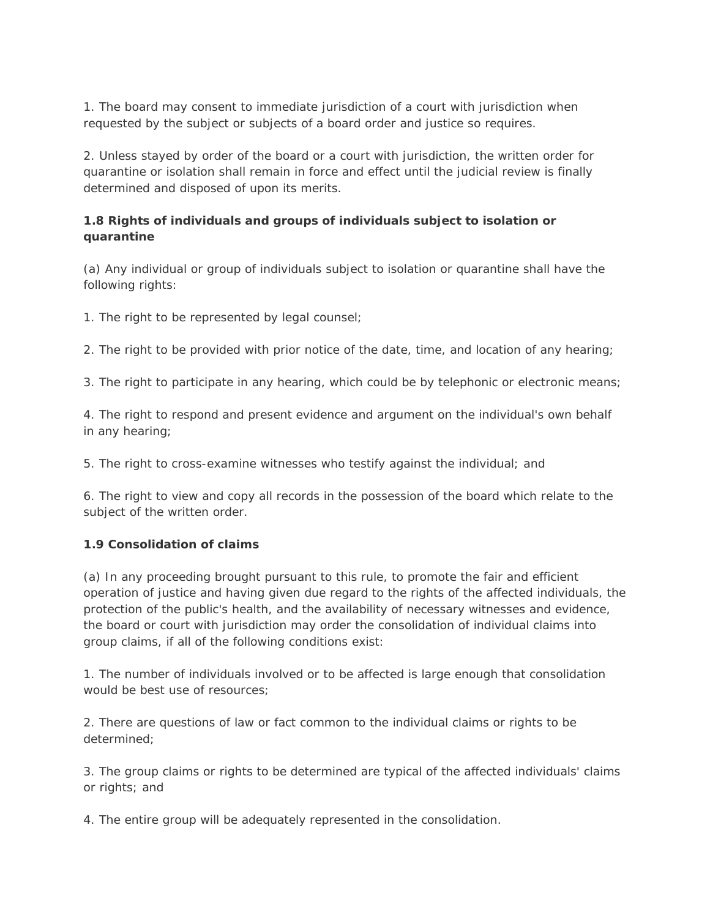1. The board may consent to immediate jurisdiction of a court with jurisdiction when requested by the subject or subjects of a board order and justice so requires.

2. Unless stayed by order of the board or a court with jurisdiction, the written order for quarantine or isolation shall remain in force and effect until the judicial review is finally determined and disposed of upon its merits.

**1.8 Rights of individuals and groups of individuals subject to isolation or quarantine**

(a) Any individual or group of individuals subject to isolation or quarantine shall have the following rights:

1. The right to be represented by legal counsel;

2. The right to be provided with prior notice of the date, time, and location of any hearing;

3. The right to participate in any hearing, which could be by telephonic or electronic means;

4. The right to respond and present evidence and argument on the individual's own behalf in any hearing;

5. The right to cross-examine witnesses who testify against the individual; and

6. The right to view and copy all records in the possession of the board which relate to the subject of the written order.

**1.9 Consolidation of claims**

(a) In any proceeding brought pursuant to this rule, to promote the fair and efficient operation of justice and having given due regard to the rights of the affected individuals, the protection of the public's health, and the availability of necessary witnesses and evidence, the board or court with jurisdiction may order the consolidation of individual claims into group claims, if all of the following conditions exist:

1. The number of individuals involved or to be affected is large enough that consolidation would be best use of resources;

2. There are questions of law or fact common to the individual claims or rights to be determined;

3. The group claims or rights to be determined are typical of the affected individuals' claims or rights; and

4. The entire group will be adequately represented in the consolidation.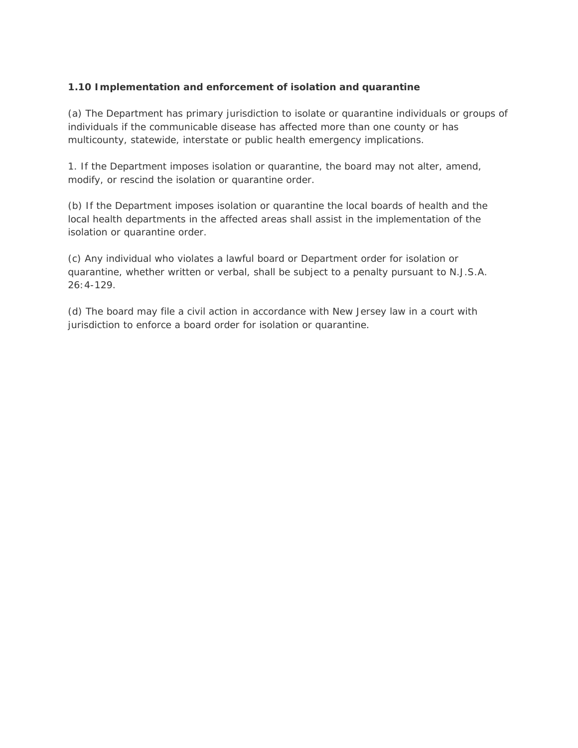**1.10 Implementation and enforcement of isolation and quarantine**

(a) The Department has primary jurisdiction to isolate or quarantine individuals or groups of individuals if the communicable disease has affected more than one county or has multicounty, statewide, interstate or public health emergency implications.

1. If the Department imposes isolation or quarantine, the board may not alter, amend, modify, or rescind the isolation or quarantine order.

(b) If the Department imposes isolation or quarantine the local boards of health and the local health departments in the affected areas shall assist in the implementation of the isolation or quarantine order.

(c) Any individual who violates a lawful board or Department order for isolation or quarantine, whether written or verbal, shall be subject to a penalty pursuant to N.J.S.A. 26:4-129.

(d) The board may file a civil action in accordance with New Jersey law in a court with jurisdiction to enforce a board order for isolation or quarantine.